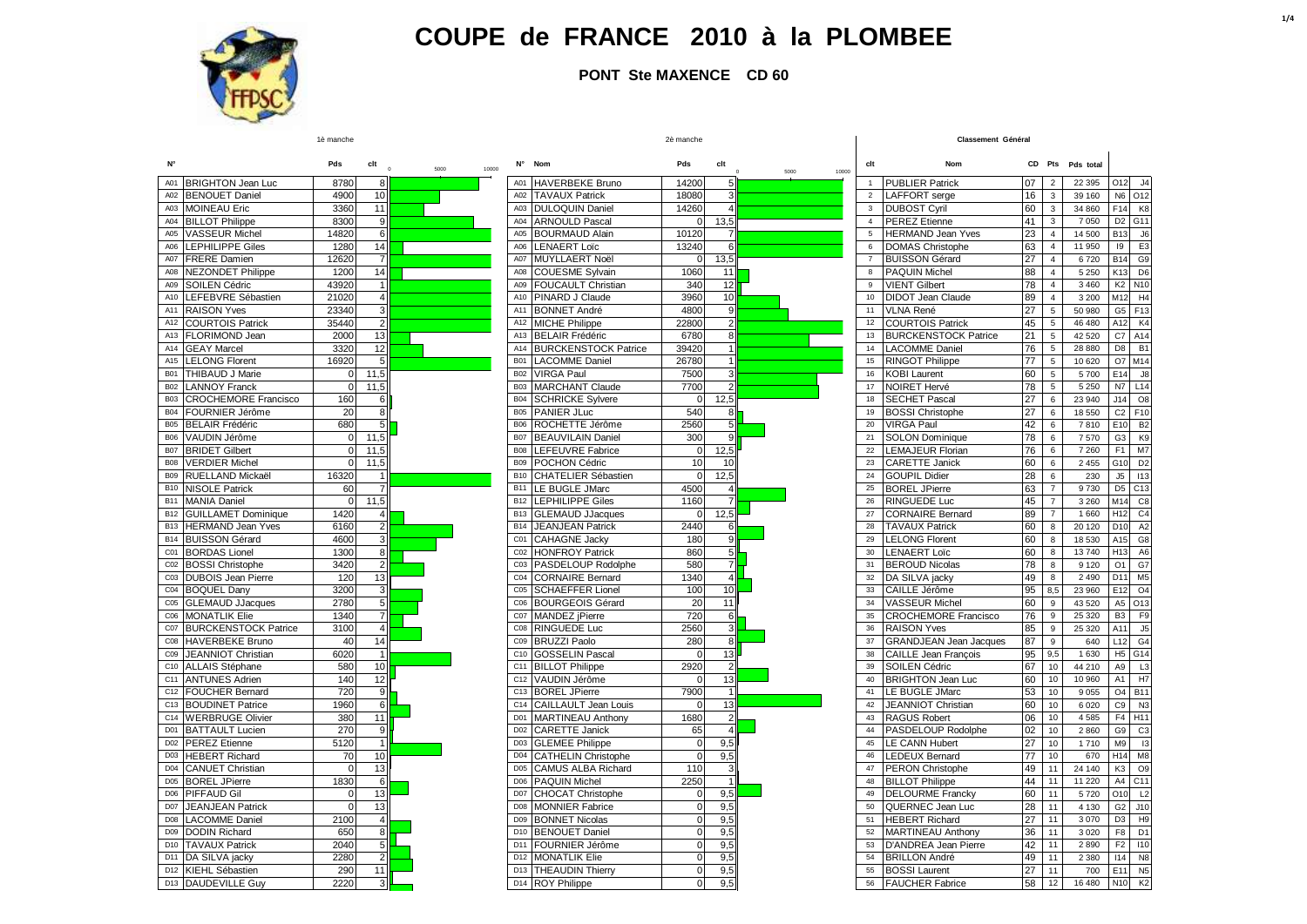# COUPE de FRANCE 2010 à la PLOMBEE

**PONT Ste MAXENCE CD 60**

1è manche

| N° | Nom | Pds | clt |
|---|---|---|---|
| A01 | BRIGHTON Jean Luc | 8780 | 8 |
| A02 | BENOUET Daniel | 4900 | 10 |
| A03 | MOINEAU Eric | 3360 | 11 |
| A04 | BILLOT Philippe | 8300 | 9 |
| A05 | VASSEUR Michel | 14820 | 6 |
| A06 | LEPHILIPPE Giles | 1280 | 14 |
| A07 | FRERE Damien | 12620 | 7 |
| A08 | NEZONDET Philippe | 1200 | 14 |
| A09 | SOILEN Cédric | 43920 | 1 |
| A10 | LEFEBVRE Sébastien | 21020 | 4 |
| A11 | RAISON Yves | 23340 | 3 |
| A12 | COURTOIS Patrick | 35440 | 2 |
| A13 | FLORIMOND Jean | 2000 | 13 |
| A14 | GEAY Marcel | 3320 | 12 |
| A15 | LELONG Florent | 16920 | 5 |
| B01 | THIBAUD J Marie | 0 | 11,5 |
| B02 | LANNOY Franck | 0 | 11,5 |
| B03 | CROCHEMORE Francisco | 160 | 6 |
| B04 | FOURNIER Jérôme | 20 | 8 |
| B05 | BELAIR Frédéric | 680 | 5 |
| B06 | VAUDIN Jérôme | 0 | 11,5 |
| B07 | BRIDET Gilbert | 0 | 11,5 |
| B08 | VERDIER Michel | 0 | 11,5 |
| B09 | RUELLAND Mickaël | 16320 | 1 |
| B10 | NISOLE Patrick | 60 | 7 |
| B11 | MANIA Daniel | 0 | 11,5 |
| B12 | GUILLAMET Dominique | 1420 | 4 |
| B13 | HERMAND Jean Yves | 6160 | 2 |
| B14 | BUISSON Gérard | 4600 | 3 |
| C01 | BORDAS Lionel | 1300 | 8 |
| C02 | BOSSI Christophe | 3420 | 2 |
| C03 | DUBOIS Jean Pierre | 120 | 13 |
| C04 | BOQUEL Dany | 3200 | 3 |
| C05 | GLEMAUD JJacques | 2780 | 5 |
| C06 | MONATLIK Elie | 1340 | 7 |
| C07 | BURCKENSTOCK Patrice | 3100 | 4 |
| C08 | HAVERBEKE Bruno | 40 | 14 |
| C09 | JEANNIOT Christian | 6020 | 1 |
| C10 | ALLAIS Stéphane | 580 | 10 |
| C11 | ANTUNES Adrien | 140 | 12 |
| C12 | FOUCHER Bernard | 720 | 9 |
| C13 | BOUDINET Patrice | 1960 | 6 |
| C14 | WERBRUGE Olivier | 380 | 11 |
| D01 | BATTAULT Lucien | 270 | 9 |
| D02 | PEREZ Etienne | 5120 | 1 |
| D03 | HEBERT Richard | 70 | 10 |
| D04 | CANUET Christian | 0 | 13 |
| D05 | BOREL JPierre | 1830 | 6 |
| D06 | PIFFAUD Gil | 0 | 13 |
| D07 | JEANJEAN Patrick | 0 | 13 |
| D08 | LACOMME Daniel | 2100 | 4 |
| D09 | DODIN Richard | 650 | 8 |
| D10 | TAVAUX Patrick | 2040 | 5 |
| D11 | DA SILVA jacky | 2280 | 2 |
| D12 | KIEHL Sébastien | 290 | 11 |
| D13 | DAUDEVILLE Guy | 2220 | 3 |

2è manche

| N° | Nom | Pds | clt |
|---|---|---|---|
| A01 | HAVERBEKE Bruno | 14200 | 5 |
| A02 | TAVAUX Patrick | 18080 | 3 |
| A03 | DULOQUIN Daniel | 14260 | 4 |
| A04 | ARNOULD Pascal | 0 | 13,5 |
| A05 | BOURMAUD Alain | 10120 | 7 |
| A06 | LENAERT Loïc | 13240 | 6 |
| A07 | MUYLLAERT Noël | 0 | 13,5 |
| A08 | COUESME Sylvain | 1060 | 11 |
| A09 | FOUCAULT Christian | 340 | 12 |
| A10 | PINARD J Claude | 3960 | 10 |
| A11 | BONNET André | 4800 | 9 |
| A12 | MICHE Philippe | 22800 | 2 |
| A13 | BELAIR Frédéric | 6780 | 8 |
| A14 | BURCKENSTOCK Patrice | 39420 | 1 |
| B01 | LACOMME Daniel | 26780 | 1 |
| B02 | VIRGA Paul | 7500 | 3 |
| B03 | MARCHANT Claude | 7700 | 2 |
| B04 | SCHRICKE Sylvere | 0 | 12,5 |
| B05 | PANIER JLuc | 540 | 8 |
| B06 | ROCHETTE Jérôme | 2560 | 5 |
| B07 | BEAUVILAIN Daniel | 300 | 9 |
| B08 | LEFEUVRE Fabrice | 0 | 12,5 |
| B09 | POCHON Cédric | 10 | 10 |
| B10 | CHATELIER Sébastien | 0 | 12,5 |
| B11 | LE BUGLE JMarc | 4500 | 4 |
| B12 | LEPHILIPPE Giles | 1160 | 7 |
| B13 | GLEMAUD JJacques | 0 | 12,5 |
| B14 | JEANJEAN Patrick | 2440 | 6 |
| C01 | CAHAGNE Jacky | 180 | 9 |
| C02 | HONFROY Patrick | 860 | 5 |
| C03 | PASDELOUP Rodolphe | 580 | 7 |
| C04 | CORNAIRE Bernard | 1340 | 4 |
| C05 | SCHAEFFER Lionel | 100 | 10 |
| C06 | BOURGEOIS Gérard | 20 | 11 |
| C07 | MANDEZ jPierre | 720 | 6 |
| C08 | RINGUEDE Luc | 2560 | 3 |
| C09 | BRUZZI Paolo | 280 | 8 |
| C10 | GOSSELIN Pascal | 0 | 13 |
| C11 | BILLOT Philippe | 2920 | 2 |
| C12 | VAUDIN Jérôme | 0 | 13 |
| C13 | BOREL JPierre | 7900 | 1 |
| C14 | CAILLAULT Jean Louis | 0 | 13 |
| D01 | MARTINEAU Anthony | 1680 | 2 |
| D02 | CARETTE Janick | 65 | 4 |
| D03 | GLEMEE Philippe | 0 | 9,5 |
| D04 | CATHELIN Christophe | 0 | 9,5 |
| D05 | CAMUS ALBA Richard | 110 | 3 |
| D06 | PAQUIN Michel | 2250 | 1 |
| D07 | CHOCAT Christophe | 0 | 9,5 |
| D08 | MONNIER Fabrice | 0 | 9,5 |
| D09 | BONNET Nicolas | 0 | 9,5 |
| D10 | BENOUET Daniel | 0 | 9,5 |
| D11 | FOURNIER Jérôme | 0 | 9,5 |
| D12 | MONATLIK Elie | 0 | 9,5 |
| D13 | THEAUDIN Thierry | 0 | 9,5 |
| D14 | ROY Philippe | 0 | 9,5 |

**Classement Général**

| clt | Nom | CD | Pts | Pds total | | |
|---|---|---|---|---|---|---|
| 1 | PUBLIER Patrick | 07 | 2 | 22 395 | O12 | J4 |
| 2 | LAFFORT serge | 16 | 3 | 39 160 | N6 | O12 |
| 3 | DUBOST Cyril | 60 | 3 | 34 860 | F14 | K8 |
| 4 | PEREZ Etienne | 41 | 3 | 7 050 | D2 | G11 |
| 5 | HERMAND Jean Yves | 23 | 4 | 14 500 | B13 | J6 |
| 6 | DOMAS Christophe | 63 | 4 | 11 950 | I9 | E3 |
| 7 | BUISSON Gérard | 27 | 4 | 6 720 | B14 | G9 |
| 8 | PAQUIN Michel | 88 | 4 | 5 250 | K13 | D6 |
| 9 | VIENT Gilbert | 78 | 4 | 3 460 | K2 | N10 |
| 10 | DIDOT Jean Claude | 89 | 4 | 3 200 | M12 | H4 |
| 11 | VLNA René | 27 | 5 | 50 980 | G5 | F13 |
| 12 | COURTOIS Patrick | 45 | 5 | 46 480 | A12 | K4 |
| 13 | BURCKENSTOCK Patrice | 21 | 5 | 42 520 | C7 | A14 |
| 14 | LACOMME Daniel | 76 | 5 | 28 880 | D8 | B1 |
| 15 | RINGOT Philippe | 77 | 5 | 10 620 | O7 | M14 |
| 16 | KOBI Laurent | 60 | 5 | 5 700 | E14 | J8 |
| 17 | NOIRET Hervé | 78 | 5 | 5 250 | N7 | L14 |
| 18 | SECHET Pascal | 27 | 6 | 23 940 | J14 | O8 |
| 19 | BOSSI Christophe | 27 | 6 | 18 550 | C2 | F10 |
| 20 | VIRGA Paul | 42 | 6 | 7 810 | E10 | B2 |
| 21 | SOLON Dominique | 78 | 6 | 7 570 | G3 | K9 |
| 22 | LEMAJEUR Florian | 76 | 6 | 7 260 | F1 | M7 |
| 23 | CARETTE Janick | 60 | 6 | 2 455 | G10 | D2 |
| 24 | GOUPIL Didier | 28 | 6 | 230 | J5 | I13 |
| 25 | BOREL JPierre | 63 | 7 | 9 730 | D5 | C13 |
| 26 | RINGUEDE Luc | 45 | 7 | 3 260 | M14 | C8 |
| 27 | CORNAIRE Bernard | 89 | 7 | 1 660 | H12 | C4 |
| 28 | TAVAUX Patrick | 60 | 8 | 20 120 | D10 | A2 |
| 29 | LELONG Florent | 60 | 8 | 18 530 | A15 | G8 |
| 30 | LENAERT Loïc | 60 | 8 | 13 740 | H13 | A6 |
| 31 | BEROUD Nicolas | 78 | 8 | 9 120 | O1 | G7 |
| 32 | DA SILVA jacky | 49 | 8 | 2 490 | D11 | M5 |
| 33 | CAILLE Jérôme | 95 | 8,5 | 23 960 | E12 | O4 |
| 34 | VASSEUR Michel | 60 | 9 | 43 520 | A5 | O13 |
| 35 | CROCHEMORE Francisco | 76 | 9 | 25 320 | B3 | F9 |
| 36 | RAISON Yves | 85 | 9 | 25 320 | A11 | J5 |
| 37 | GRANDJEAN Jean Jacques | 87 | 9 | 640 | L12 | G4 |
| 38 | CAILLE Jean François | 95 | 9,5 | 1 630 | H5 | G14 |
| 39 | SOILEN Cédric | 67 | 10 | 44 210 | A9 | L3 |
| 40 | BRIGHTON Jean Luc | 60 | 10 | 10 960 | A1 | H7 |
| 41 | LE BUGLE JMarc | 53 | 10 | 9 055 | O4 | B11 |
| 42 | JEANNIOT Christian | 60 | 10 | 6 020 | C9 | N3 |
| 43 | RAGUS Robert | 06 | 10 | 4 585 | F4 | H11 |
| 44 | PASDELOUP Rodolphe | 02 | 10 | 2 860 | G9 | C3 |
| 45 | LE CANN Hubert | 27 | 10 | 1 710 | M9 | I3 |
| 46 | LEDEUX Bernard | 77 | 10 | 670 | H14 | M8 |
| 47 | PERON Christophe | 49 | 11 | 24 140 | K3 | O9 |
| 48 | BILLOT Philippe | 44 | 11 | 11 220 | A4 | C11 |
| 49 | DELOURME Francky | 60 | 11 | 5 720 | O10 | L2 |
| 50 | QUERNEC Jean Luc | 28 | 11 | 4 130 | G2 | J10 |
| 51 | HEBERT Richard | 27 | 11 | 3 070 | D3 | H9 |
| 52 | MARTINEAU Anthony | 36 | 11 | 3 020 | F8 | D1 |
| 53 | D'ANDREA Jean Pierre | 42 | 11 | 2 890 | F2 | I10 |
| 54 | BRILLON André | 49 | 11 | 2 380 | I14 | N8 |
| 55 | BOSSI Laurent | 27 | 11 | 700 | E11 | N5 |
| 56 | FAUCHER Fabrice | 58 | 12 | 16 480 | N10 | K2 |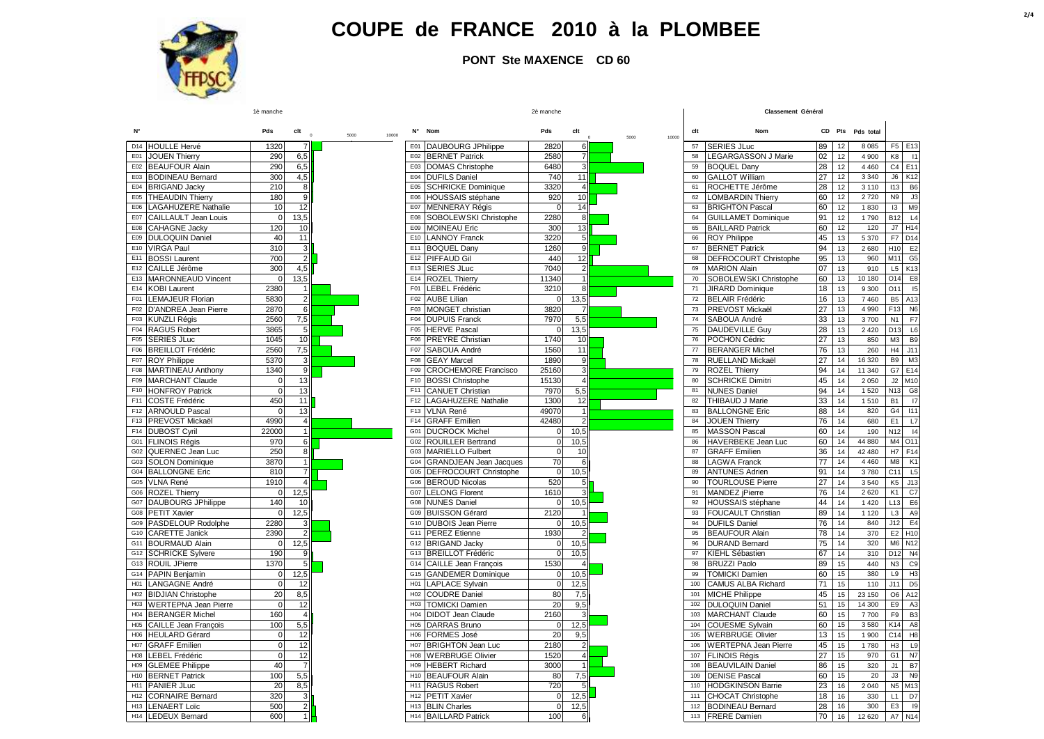# COUPE de FRANCE 2010 à la PLOMBEE

**PONT Ste MAXENCE CD 60**

1è manche

| N° | Nom | Pds | clt |
|---|---|---|---|
| D14 | HOULLE Hervé | 1320 | 7 |
| E01 | JOUEN Thierry | 290 | 6,5 |
| E02 | BEAUFOUR Alain | 290 | 6,5 |
| E03 | BODINEAU Bernard | 300 | 4,5 |
| E04 | BRIGAND Jacky | 210 | 8 |
| E05 | THEAUDIN Thierry | 180 | 9 |
| E06 | LAGAHUZERE Nathalie | 10 | 12 |
| E07 | CAILLAULT Jean Louis | 0 | 13,5 |
| E08 | CAHAGNE Jacky | 120 | 10 |
| E09 | DULOQUIN Daniel | 40 | 11 |
| E10 | VIRGA Paul | 310 | 3 |
| E11 | BOSSI Laurent | 700 | 2 |
| E12 | CAILLE Jérôme | 300 | 4,5 |
| E13 | MARONNEAUD Vincent | 0 | 13,5 |
| E14 | KOBI Laurent | 2380 | 1 |
| F01 | LEMAJEUR Florian | 5830 | 2 |
| F02 | D'ANDREA Jean Pierre | 2870 | 6 |
| F03 | KUNZLI Régis | 2560 | 7,5 |
| F04 | RAGUS Robert | 3865 | 5 |
| F05 | SERIES JLuc | 1045 | 10 |
| F06 | BREILLOT Frédéric | 2560 | 7,5 |
| F07 | ROY Philippe | 5370 | 3 |
| F08 | MARTINEAU Anthony | 1340 | 9 |
| F09 | MARCHANT Claude | 0 | 13 |
| F10 | HONFROY Patrick | 0 | 13 |
| F11 | COSTE Frédéric | 450 | 11 |
| F12 | ARNOULD Pascal | 0 | 13 |
| F13 | PREVOST Mickaël | 4990 | 4 |
| F14 | DUBOST Cyril | 22000 | 1 |
| G01 | FLINOIS Régis | 970 | 6 |
| G02 | QUERNEC Jean Luc | 250 | 8 |
| G03 | SOLON Dominique | 3870 | 1 |
| G04 | BALLONGNE Eric | 810 | 7 |
| G05 | VLNA René | 1910 | 4 |
| G06 | ROZEL Thierry | 0 | 12,5 |
| G07 | DAUBOURG JPhilippe | 140 | 10 |
| G08 | PETIT Xavier | 0 | 12,5 |
| G09 | PASDELOUP Rodolphe | 2280 | 3 |
| G10 | CARETTE Janick | 2390 | 2 |
| G11 | BOURMAUD Alain | 0 | 12,5 |
| G12 | SCHRICKE Sylvere | 190 | 9 |
| G13 | ROUIL JPierre | 1370 | 5 |
| G14 | PAPIN Benjamin | 0 | 12,5 |
| H01 | LANGAGNE André | 0 | 12 |
| H02 | BIDJIAN Christophe | 20 | 8,5 |
| H03 | WERTEPNA Jean Pierre | 0 | 12 |
| H04 | BERANGER Michel | 160 | 4 |
| H05 | CAILLE Jean François | 100 | 5,5 |
| H06 | HEULARD Gérard | 0 | 12 |
| H07 | GRAFF Emilien | 0 | 12 |
| H08 | LEBEL Frédéric | 0 | 12 |
| H09 | GLEMEE Philippe | 40 | 7 |
| H10 | BERNET Patrick | 100 | 5,5 |
| H11 | PANIER JLuc | 20 | 8,5 |
| H12 | CORNAIRE Bernard | 320 | 3 |
| H13 | LENAERT Loïc | 500 | 2 |
| H14 | LEDEUX Bernard | 600 | 1 |

2è manche

| N° | Nom | Pds | clt |
|---|---|---|---|
| E01 | DAUBOURG JPhilippe | 2820 | 6 |
| E02 | BERNET Patrick | 2580 | 7 |
| E03 | DOMAS Christophe | 6480 | 3 |
| E04 | DUFILS Daniel | 740 | 11 |
| E05 | SCHRICKE Dominique | 3320 | 4 |
| E06 | HOUSSAIS stéphane | 920 | 10 |
| E07 | MENNERAY Régis | 0 | 14 |
| E08 | SOBOLEWSKI Christophe | 2280 | 8 |
| E09 | MOINEAU Eric | 300 | 13 |
| E10 | LANNOY Franck | 3220 | 5 |
| E11 | BOQUEL Dany | 1260 | 9 |
| E12 | PIFFAUD Gil | 440 | 12 |
| E13 | SERIES JLuc | 7040 | 2 |
| E14 | ROZEL Thierry | 11340 | 1 |
| F01 | LEBEL Frédéric | 3210 | 8 |
| F02 | AUBE Lilian | 0 | 13,5 |
| F03 | MONGET christian | 3820 | 7 |
| F04 | DUPUIS Franck | 7970 | 5,5 |
| F05 | HERVE Pascal | 0 | 13,5 |
| F06 | PREYRE Christian | 1740 | 10 |
| F07 | SABOUA André | 1560 | 11 |
| F08 | GEAY Marcel | 1890 | 9 |
| F09 | CROCHEMORE Francisco | 25160 | 3 |
| F10 | BOSSI Christophe | 15130 | 4 |
| F11 | CANUET Christian | 7970 | 5,5 |
| F12 | LAGAHUZERE Nathalie | 1300 | 12 |
| F13 | VLNA René | 49070 | 1 |
| F14 | GRAFF Emilien | 42480 | 2 |
| G01 | DUCROCK Michel | 0 | 10,5 |
| G02 | ROUILLER Bertrand | 0 | 10,5 |
| G03 | MARIELLO Fulbert | 0 | 10 |
| G04 | GRANDJEAN Jean Jacques | 70 | 6 |
| G05 | DEFROCOURT Christophe | 0 | 10,5 |
| G06 | BEROUD Nicolas | 520 | 5 |
| G07 | LELONG Florent | 1610 | 3 |
| G08 | NUNES Daniel | 0 | 10,5 |
| G09 | BUISSON Gérard | 2120 | 1 |
| G10 | DUBOIS Jean Pierre | 0 | 10,5 |
| G11 | PEREZ Etienne | 1930 | 2 |
| G12 | BRIGAND Jacky | 0 | 10,5 |
| G13 | BREILLOT Frédéric | 0 | 10,5 |
| G14 | CAILLE Jean François | 1530 | 4 |
| G15 | GANDEMER Dominique | 0 | 10,5 |
| H01 | LAPLACE Sylvain | 0 | 12,5 |
| H02 | COUDRE Daniel | 80 | 7,5 |
| H03 | TOMICKI Damien | 20 | 9,5 |
| H04 | DIDOT Jean Claude | 2160 | 3 |
| H05 | DARRAS Bruno | 0 | 12,5 |
| H06 | FORMES José | 20 | 9,5 |
| H07 | BRIGHTON Jean Luc | 2180 | 2 |
| H08 | WERBRUGE Olivier | 1520 | 4 |
| H09 | HEBERT Richard | 3000 | 1 |
| H10 | BEAUFOUR Alain | 80 | 7,5 |
| H11 | RAGUS Robert | 720 | 5 |
| H12 | PETIT Xavier | 0 | 12,5 |
| H13 | BLIN Charles | 0 | 12,5 |
| H14 | BAILLARD Patrick | 100 | 6 |

**Classement Général**

| clt | Nom | CD | Pts | Pds total | | |
|---|---|---|---|---|---|---|
| 57 | SERIES JLuc | 89 | 12 | 8 085 | F5 | E13 |
| 58 | LEGARGASSON J Marie | 02 | 12 | 4 900 | K8 | I1 |
| 59 | BOQUEL Dany | 28 | 12 | 4 460 | C4 | E11 |
| 60 | GALLOT William | 27 | 12 | 3 340 | J6 | K12 |
| 61 | ROCHETTE Jérôme | 28 | 12 | 3 110 | I13 | B6 |
| 62 | LOMBARDIN Thierry | 60 | 12 | 2 720 | N9 | J3 |
| 63 | BRIGHTON Pascal | 60 | 12 | 1 830 | I3 | M9 |
| 64 | GUILLAMET Dominique | 91 | 12 | 1 790 | B12 | L4 |
| 65 | BAILLARD Patrick | 60 | 12 | 120 | J7 | H14 |
| 66 | ROY Philippe | 45 | 13 | 5 370 | F7 | D14 |
| 67 | BERNET Patrick | 94 | 13 | 2 680 | H10 | E2 |
| 68 | DEFROCOURT Christophe | 95 | 13 | 960 | M11 | G5 |
| 69 | MARION Alain | 07 | 13 | 910 | L5 | K13 |
| 70 | SOBOLEWSKI Christophe | 60 | 13 | 10 180 | O14 | E8 |
| 71 | JIRARD Dominique | 18 | 13 | 9 300 | O11 | I5 |
| 72 | BELAIR Frédéric | 16 | 13 | 7 460 | B5 | A13 |
| 73 | PREVOST Mickaël | 27 | 13 | 4 990 | F13 | N6 |
| 74 | SABOUA André | 33 | 13 | 3 700 | N1 | F7 |
| 75 | DAUDEVILLE Guy | 28 | 13 | 2 420 | D13 | L6 |
| 76 | POCHON Cédric | 27 | 13 | 850 | M3 | B9 |
| 77 | BERANGER Michel | 76 | 13 | 260 | H4 | J11 |
| 78 | RUELLAND Mickaël | 27 | 14 | 16 320 | B9 | M3 |
| 79 | ROZEL Thierry | 94 | 14 | 11 340 | G7 | E14 |
| 80 | SCHRICKE Dimitri | 45 | 14 | 2 050 | J2 | M10 |
| 81 | NUNES Daniel | 94 | 14 | 1 520 | N13 | G8 |
| 82 | THIBAUD J Marie | 33 | 14 | 1 510 | B1 | I7 |
| 83 | BALLONGNE Eric | 88 | 14 | 820 | G4 | I11 |
| 84 | JOUEN Thierry | 76 | 14 | 680 | E1 | L7 |
| 85 | MASSON Pascal | 60 | 14 | 190 | N12 | I4 |
| 86 | HAVERBEKE Jean Luc | 60 | 14 | 44 880 | M4 | O11 |
| 87 | GRAFF Emilien | 36 | 14 | 42 480 | H7 | F14 |
| 88 | LAGWA Franck | 77 | 14 | 4 460 | M8 | K1 |
| 89 | ANTUNES Adrien | 91 | 14 | 3 780 | C11 | L5 |
| 90 | TOURLOUSE Pierre | 27 | 14 | 3 540 | K5 | J13 |
| 91 | MANDEZ jPierre | 76 | 14 | 2 620 | K1 | C7 |
| 92 | HOUSSAIS stéphane | 44 | 14 | 1 420 | L13 | E6 |
| 93 | FOUCAULT Christian | 89 | 14 | 1 120 | L3 | A9 |
| 94 | DUFILS Daniel | 76 | 14 | 840 | J12 | E4 |
| 95 | BEAUFOUR Alain | 78 | 14 | 370 | E2 | H10 |
| 96 | DURAND Bernard | 75 | 14 | 320 | M6 | N12 |
| 97 | KIEHL Sébastien | 67 | 14 | 310 | D12 | N4 |
| 98 | BRUZZI Paolo | 89 | 15 | 440 | N3 | C9 |
| 99 | TOMICKI Damien | 60 | 15 | 380 | L9 | H3 |
| 100 | CAMUS ALBA Richard | 71 | 15 | 110 | J11 | D5 |
| 101 | MICHE Philippe | 45 | 15 | 23 150 | O6 | A12 |
| 102 | DULOQUIN Daniel | 51 | 15 | 14 300 | E9 | A3 |
| 103 | MARCHANT Claude | 60 | 15 | 7 700 | F9 | B3 |
| 104 | COUESME Sylvain | 60 | 15 | 3 580 | K14 | A8 |
| 105 | WERBRUGE Olivier | 13 | 15 | 1 900 | C14 | H8 |
| 106 | WERTEPNA Jean Pierre | 45 | 15 | 1 780 | H3 | L9 |
| 107 | FLINOIS Régis | 27 | 15 | 970 | G1 | N7 |
| 108 | BEAUVILAIN Daniel | 86 | 15 | 320 | J1 | B7 |
| 109 | DENISE Pascal | 60 | 15 | 20 | J3 | N9 |
| 110 | HODGKINSON Barrie | 23 | 16 | 2 040 | N5 | M13 |
| 111 | CHOCAT Christophe | 18 | 16 | 330 | L1 | D7 |
| 112 | BODINEAU Bernard | 28 | 16 | 300 | E3 | I9 |
| 113 | FRERE Damien | 70 | 16 | 12 620 | A7 | N14 |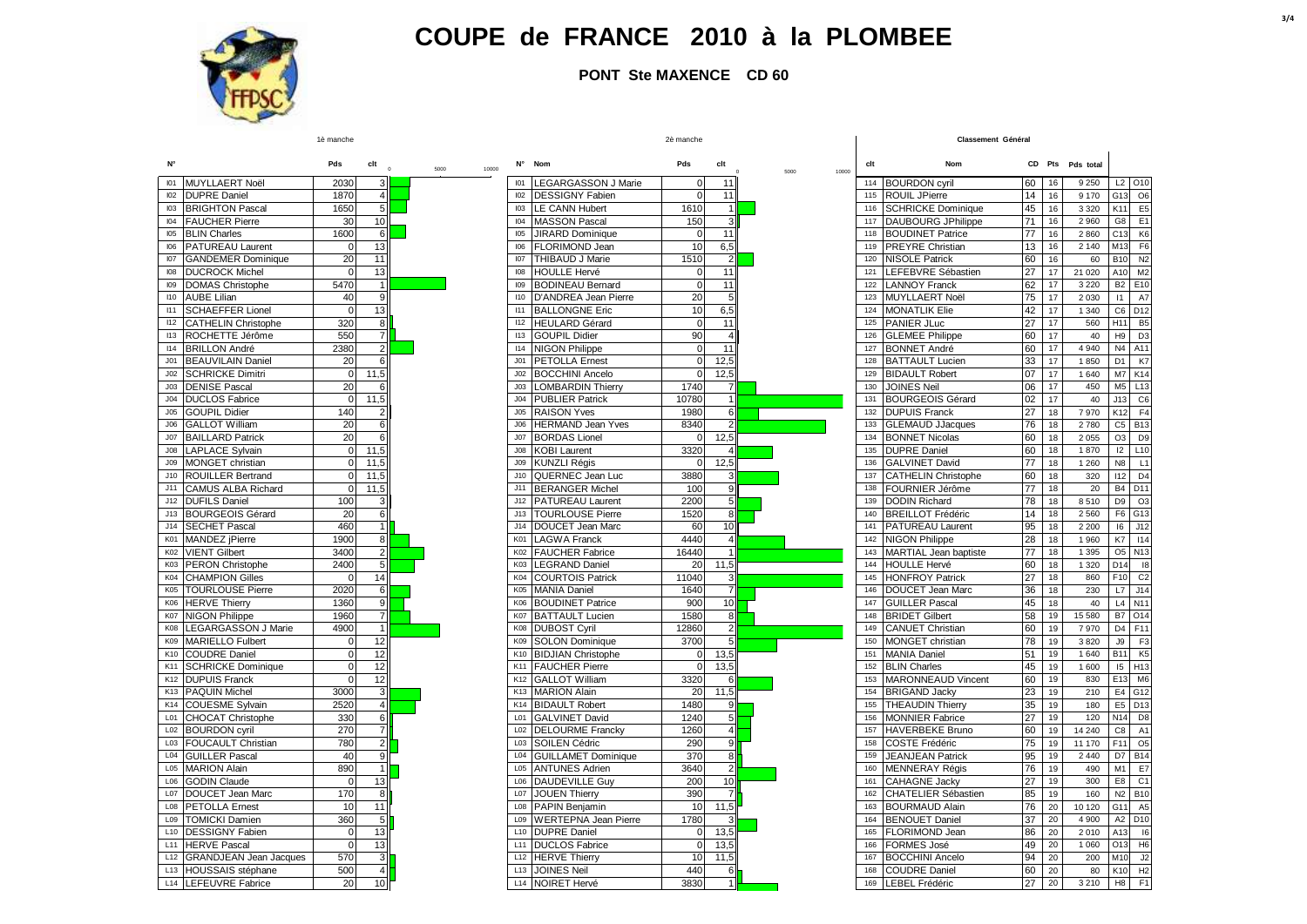# COUPE de FRANCE 2010 à la PLOMBEE

**PONT Ste MAXENCE CD 60**

## 1è manche

| N° | Nom | Pds | clt |
|---|---|---|---|
| I01 | MUYLLAERT Noël | 2030 | 3 |
| I02 | DUPRE Daniel | 1870 | 4 |
| I03 | BRIGHTON Pascal | 1650 | 5 |
| I04 | FAUCHER Pierre | 30 | 10 |
| I05 | BLIN Charles | 1600 | 6 |
| I06 | PATUREAU Laurent | 0 | 13 |
| I07 | GANDEMER Dominique | 20 | 11 |
| I08 | DUCROCK Michel | 0 | 13 |
| I09 | DOMAS Christophe | 5470 | 1 |
| I10 | AUBE Lilian | 40 | 9 |
| I11 | SCHAEFFER Lionel | 0 | 13 |
| I12 | CATHELIN Christophe | 320 | 8 |
| I13 | ROCHETTE Jérôme | 550 | 7 |
| I14 | BRILLON André | 2380 | 2 |
| J01 | BEAUVILAIN Daniel | 20 | 6 |
| J02 | SCHRICKE Dimitri | 0 | 11,5 |
| J03 | DENISE Pascal | 20 | 6 |
| J04 | DUCLOS Fabrice | 0 | 11,5 |
| J05 | GOUPIL Didier | 140 | 2 |
| J06 | GALLOT William | 20 | 6 |
| J07 | BAILLARD Patrick | 20 | 6 |
| J08 | LAPLACE Sylvain | 0 | 11,5 |
| J09 | MONGET christian | 0 | 11,5 |
| J10 | ROUILLER Bertrand | 0 | 11,5 |
| J11 | CAMUS ALBA Richard | 0 | 11,5 |
| J12 | DUFILS Daniel | 100 | 3 |
| J13 | BOURGEOIS Gérard | 20 | 6 |
| J14 | SECHET Pascal | 460 | 1 |
| K01 | MANDEZ jPierre | 1900 | 8 |
| K02 | VIENT Gilbert | 3400 | 2 |
| K03 | PERON Christophe | 2400 | 5 |
| K04 | CHAMPION Gilles | 0 | 14 |
| K05 | TOURLOUSE Pierre | 2020 | 6 |
| K06 | HERVE Thierry | 1360 | 9 |
| K07 | NIGON Philippe | 1960 | 7 |
| K08 | LEGARGASSON J Marie | 4900 | 1 |
| K09 | MARIELLO Fulbert | 0 | 12 |
| K10 | COUDRE Daniel | 0 | 12 |
| K11 | SCHRICKE Dominique | 0 | 12 |
| K12 | DUPUIS Franck | 0 | 12 |
| K13 | PAQUIN Michel | 3000 | 3 |
| K14 | COUESME Sylvain | 2520 | 4 |
| L01 | CHOCAT Christophe | 330 | 6 |
| L02 | BOURDON cyril | 270 | 7 |
| L03 | FOUCAULT Christian | 780 | 2 |
| L04 | GUILLER Pascal | 40 | 9 |
| L05 | MARION Alain | 890 | 1 |
| L06 | GODIN Claude | 0 | 13 |
| L07 | DOUCET Jean Marc | 170 | 8 |
| L08 | PETOLLA Ernest | 10 | 11 |
| L09 | TOMICKI Damien | 360 | 5 |
| L10 | DESSIGNY Fabien | 0 | 13 |
| L11 | HERVE Pascal | 0 | 13 |
| L12 | GRANDJEAN Jean Jacques | 570 | 3 |
| L13 | HOUSSAIS stéphane | 500 | 4 |
| L14 | LEFEUVRE Fabrice | 20 | 10 |

## 2è manche

| N° | Nom | Pds | clt |
|---|---|---|---|
| I01 | LEGARGASSON J Marie | 0 | 11 |
| I02 | DESSIGNY Fabien | 0 | 11 |
| I03 | LE CANN Hubert | 1610 | 1 |
| I04 | MASSON Pascal | 150 | 3 |
| I05 | JIRARD Dominique | 0 | 11 |
| I06 | FLORIMOND Jean | 10 | 6,5 |
| I07 | THIBAUD J Marie | 1510 | 2 |
| I08 | HOULLE Hervé | 0 | 11 |
| I09 | BODINEAU Bernard | 0 | 11 |
| I10 | D'ANDREA Jean Pierre | 20 | 5 |
| I11 | BALLONGNE Eric | 10 | 6,5 |
| I12 | HEULARD Gérard | 0 | 11 |
| I13 | GOUPIL Didier | 90 | 4 |
| I14 | NIGON Philippe | 0 | 11 |
| J01 | PETOLLA Ernest | 0 | 12,5 |
| J02 | BOCCHINI Ancelo | 0 | 12,5 |
| J03 | LOMBARDIN Thierry | 1740 | 7 |
| J04 | PUBLIER Patrick | 10780 | 1 |
| J05 | RAISON Yves | 1980 | 6 |
| J06 | HERMAND Jean Yves | 8340 | 2 |
| J07 | BORDAS Lionel | 0 | 12,5 |
| J08 | KOBI Laurent | 3320 | 4 |
| J09 | KUNZLI Régis | 0 | 12,5 |
| J10 | QUERNEC Jean Luc | 3880 | 3 |
| J11 | BERANGER Michel | 100 | 9 |
| J12 | PATUREAU Laurent | 2200 | 5 |
| J13 | TOURLOUSE Pierre | 1520 | 8 |
| J14 | DOUCET Jean Marc | 60 | 10 |
| K01 | LAGWA Franck | 4440 | 4 |
| K02 | FAUCHER Fabrice | 16440 | 1 |
| K03 | LEGRAND Daniel | 20 | 11,5 |
| K04 | COURTOIS Patrick | 11040 | 3 |
| K05 | MANIA Daniel | 1640 | 7 |
| K06 | BOUDINET Patrice | 900 | 10 |
| K07 | BATTAULT Lucien | 1580 | 8 |
| K08 | DUBOST Cyril | 12860 | 2 |
| K09 | SOLON Dominique | 3700 | 5 |
| K10 | BIDJIAN Christophe | 0 | 13,5 |
| K11 | FAUCHER Pierre | 0 | 13,5 |
| K12 | GALLOT William | 3320 | 6 |
| K13 | MARION Alain | 20 | 11,5 |
| K14 | BIDAULT Robert | 1480 | 9 |
| L01 | GALVINET David | 1240 | 5 |
| L02 | DELOURME Francky | 1260 | 4 |
| L03 | SOILEN Cédric | 290 | 9 |
| L04 | GUILLAMET Dominique | 370 | 8 |
| L05 | ANTUNES Adrien | 3640 | 2 |
| L06 | DAUDEVILLE Guy | 200 | 10 |
| L07 | JOUEN Thierry | 390 | 7 |
| L08 | PAPIN Benjamin | 10 | 11,5 |
| L09 | WERTEPNA Jean Pierre | 1780 | 3 |
| L10 | DUPRE Daniel | 0 | 13,5 |
| L11 | DUCLOS Fabrice | 0 | 13,5 |
| L12 | HERVE Thierry | 10 | 11,5 |
| L13 | JOINES Neil | 440 | 6 |
| L14 | NOIRET Hervé | 3830 | 1 |

## Classement Général

| clt | Nom | CD | Pts | Pds total | | |
|---|---|---|---|---|---|---|
| 114 | BOURDON cyril | 60 | 16 | 9 250 | L2 | O10 |
| 115 | ROUIL JPierre | 14 | 16 | 9 170 | G13 | O6 |
| 116 | SCHRICKE Dominique | 45 | 16 | 3 320 | K11 | E5 |
| 117 | DAUBOURG JPhilippe | 71 | 16 | 2 960 | G8 | E1 |
| 118 | BOUDINET Patrice | 77 | 16 | 2 860 | C13 | K6 |
| 119 | PREYRE Christian | 13 | 16 | 2 140 | M13 | F6 |
| 120 | NISOLE Patrick | 60 | 16 | 60 | B10 | N2 |
| 121 | LEFEBVRE Sébastien | 27 | 17 | 21 020 | A10 | M2 |
| 122 | LANNOY Franck | 62 | 17 | 3 220 | B2 | E10 |
| 123 | MUYLLAERT Noël | 75 | 17 | 2 030 | I1 | A7 |
| 124 | MONATLIK Elie | 42 | 17 | 1 340 | C6 | D12 |
| 125 | PANIER JLuc | 27 | 17 | 560 | H11 | B5 |
| 126 | GLEMEE Philippe | 60 | 17 | 40 | H9 | D3 |
| 127 | BONNET André | 60 | 17 | 4 940 | N4 | A11 |
| 128 | BATTAULT Lucien | 33 | 17 | 1 850 | D1 | K7 |
| 129 | BIDAULT Robert | 07 | 17 | 1 640 | M7 | K14 |
| 130 | JOINES Neil | 06 | 17 | 450 | M5 | L13 |
| 131 | BOURGEOIS Gérard | 02 | 17 | 40 | J13 | C6 |
| 132 | DUPUIS Franck | 27 | 18 | 7 970 | K12 | F4 |
| 133 | GLEMAUD JJacques | 76 | 18 | 2 780 | C5 | B13 |
| 134 | BONNET Nicolas | 60 | 18 | 2 055 | O3 | D9 |
| 135 | DUPRE Daniel | 60 | 18 | 1 870 | I2 | L10 |
| 136 | GALVINET David | 77 | 18 | 1 260 | N8 | L1 |
| 137 | CATHELIN Christophe | 60 | 18 | 320 | I12 | D4 |
| 138 | FOURNIER Jérôme | 77 | 18 | 20 | B4 | D11 |
| 139 | DODIN Richard | 78 | 18 | 8 510 | D9 | O3 |
| 140 | BREILLOT Frédéric | 14 | 18 | 2 560 | F6 | G13 |
| 141 | PATUREAU Laurent | 95 | 18 | 2 200 | I6 | J12 |
| 142 | NIGON Philippe | 28 | 18 | 1 960 | K7 | I14 |
| 143 | MARTIAL Jean baptiste | 77 | 18 | 1 395 | O5 | N13 |
| 144 | HOULLE Hervé | 60 | 18 | 1 320 | D14 | I8 |
| 145 | HONFROY Patrick | 27 | 18 | 860 | F10 | C2 |
| 146 | DOUCET Jean Marc | 36 | 18 | 230 | L7 | J14 |
| 147 | GUILLER Pascal | 45 | 18 | 40 | L4 | N11 |
| 148 | BRIDET Gilbert | 58 | 19 | 15 580 | B7 | O14 |
| 149 | CANUET Christian | 60 | 19 | 7 970 | D4 | F11 |
| 150 | MONGET christian | 78 | 19 | 3 820 | J9 | F3 |
| 151 | MANIA Daniel | 51 | 19 | 1 640 | B11 | K5 |
| 152 | BLIN Charles | 45 | 19 | 1 600 | I5 | H13 |
| 153 | MARONNEAUD Vincent | 60 | 19 | 830 | E13 | M6 |
| 154 | BRIGAND Jacky | 23 | 19 | 210 | E4 | G12 |
| 155 | THEAUDIN Thierry | 35 | 19 | 180 | E5 | D13 |
| 156 | MONNIER Fabrice | 27 | 19 | 120 | N14 | D8 |
| 157 | HAVERBEKE Bruno | 60 | 19 | 14 240 | C8 | A1 |
| 158 | COSTE Frédéric | 75 | 19 | 11 170 | F11 | O5 |
| 159 | JEANJEAN Patrick | 95 | 19 | 2 440 | D7 | B14 |
| 160 | MENNERAY Régis | 76 | 19 | 490 | M1 | E7 |
| 161 | CAHAGNE Jacky | 27 | 19 | 300 | E8 | C1 |
| 162 | CHATELIER Sébastien | 85 | 19 | 160 | N2 | B10 |
| 163 | BOURMAUD Alain | 76 | 20 | 10 120 | G11 | A5 |
| 164 | BENOUET Daniel | 37 | 20 | 4 900 | A2 | D10 |
| 165 | FLORIMOND Jean | 86 | 20 | 2 010 | A13 | I6 |
| 166 | FORMES José | 49 | 20 | 1 060 | O13 | H6 |
| 167 | BOCCHINI Ancelo | 94 | 20 | 200 | M10 | J2 |
| 168 | COUDRE Daniel | 60 | 20 | 80 | K10 | H2 |
| 169 | LEBEL Frédéric | 27 | 20 | 3 210 | H8 | F1 |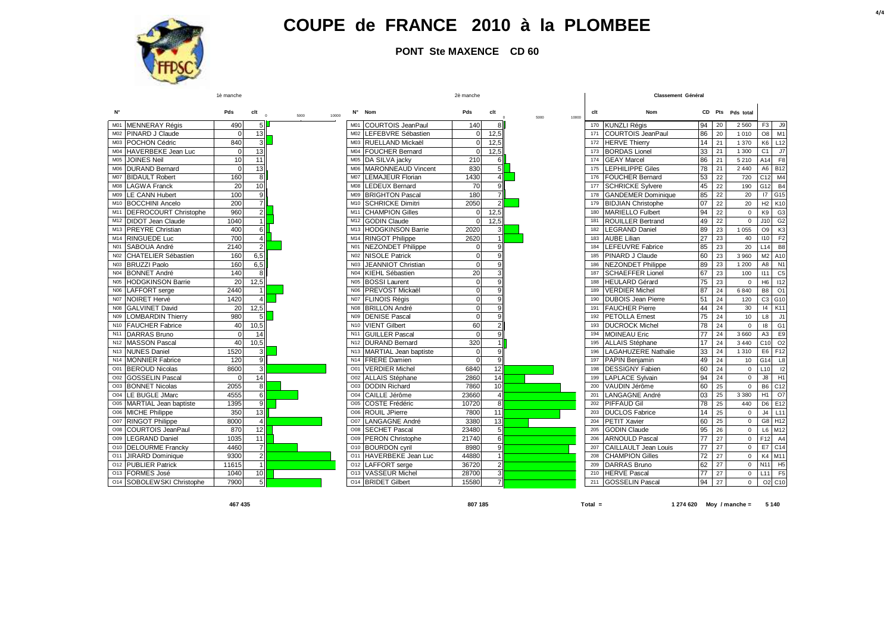# COUPE de FRANCE 2010 à la PLOMBEE

**PONT Ste MAXENCE CD 60**

1è manche

| N° | Nom | Pds | clt |
|---|---|---|---|
| M01 | MENNERAY Régis | 490 | 5 |
| M02 | PINARD J Claude | 0 | 13 |
| M03 | POCHON Cédric | 840 | 3 |
| M04 | HAVERBEKE Jean Luc | 0 | 13 |
| M05 | JOINES Neil | 10 | 11 |
| M06 | DURAND Bernard | 0 | 13 |
| M07 | BIDAULT Robert | 160 | 8 |
| M08 | LAGWA Franck | 20 | 10 |
| M09 | LE CANN Hubert | 100 | 9 |
| M10 | BOCCHINI Ancelo | 200 | 7 |
| M11 | DEFROCOURT Christophe | 960 | 2 |
| M12 | DIDOT Jean Claude | 1040 | 1 |
| M13 | PREYRE Christian | 400 | 6 |
| M14 | RINGUEDE Luc | 700 | 4 |
| N01 | SABOUA André | 2140 | 2 |
| N02 | CHATELIER Sébastien | 160 | 6,5 |
| N03 | BRUZZI Paolo | 160 | 6,5 |
| N04 | BONNET André | 140 | 8 |
| N05 | HODGKINSON Barrie | 20 | 12,5 |
| N06 | LAFFORT serge | 2440 | 1 |
| N07 | NOIRET Hervé | 1420 | 4 |
| N08 | GALVINET David | 20 | 12,5 |
| N09 | LOMBARDIN Thierry | 980 | 5 |
| N10 | FAUCHER Fabrice | 40 | 10,5 |
| N11 | DARRAS Bruno | 0 | 14 |
| N12 | MASSON Pascal | 40 | 10,5 |
| N13 | NUNES Daniel | 1520 | 3 |
| N14 | MONNIER Fabrice | 120 | 9 |
| O01 | BEROUD Nicolas | 8600 | 3 |
| O02 | GOSSELIN Pascal | 0 | 14 |
| O03 | BONNET Nicolas | 2055 | 8 |
| O04 | LE BUGLE JMarc | 4555 | 6 |
| O05 | MARTIAL Jean baptiste | 1395 | 9 |
| O06 | MICHE Philippe | 350 | 13 |
| O07 | RINGOT Philippe | 8000 | 4 |
| O08 | COURTOIS JeanPaul | 870 | 12 |
| O09 | LEGRAND Daniel | 1035 | 11 |
| O10 | DELOURME Francky | 4460 | 7 |
| O11 | JIRARD Dominique | 9300 | 2 |
| O12 | PUBLIER Patrick | 11615 | 1 |
| O13 | FORMES José | 1040 | 10 |
| O14 | SOBOLEWSKI Christophe | 7900 | 5 |
| | | 467 435 | |

2è manche

| N° | Nom | Pds | clt |
|---|---|---|---|
| M01 | COURTOIS JeanPaul | 140 | 8 |
| M02 | LEFEBVRE Sébastien | 0 | 12,5 |
| M03 | RUELLAND Mickaël | 0 | 12,5 |
| M04 | FOUCHER Bernard | 0 | 12,5 |
| M05 | DA SILVA jacky | 210 | 6 |
| M06 | MARONNEAUD Vincent | 830 | 5 |
| M07 | LEMAJEUR Florian | 1430 | 4 |
| M08 | LEDEUX Bernard | 70 | 9 |
| M09 | BRIGHTON Pascal | 180 | 7 |
| M10 | SCHRICKE Dimitri | 2050 | 2 |
| M11 | CHAMPION Gilles | 0 | 12,5 |
| M12 | GODIN Claude | 0 | 12,5 |
| M13 | HODGKINSON Barrie | 2020 | 3 |
| M14 | RINGOT Philippe | 2620 | 1 |
| N01 | NEZONDET Philippe | 0 | 9 |
| N02 | NISOLE Patrick | 0 | 9 |
| N03 | JEANNIOT Christian | 0 | 9 |
| N04 | KIEHL Sébastien | 20 | 3 |
| N05 | BOSSI Laurent | 0 | 9 |
| N06 | PREVOST Mickaël | 0 | 9 |
| N07 | FLINOIS Régis | 0 | 9 |
| N08 | BRILLON André | 0 | 9 |
| N09 | DENISE Pascal | 0 | 9 |
| N10 | VIENT Gilbert | 60 | 2 |
| N11 | GUILLER Pascal | 0 | 9 |
| N12 | DURAND Bernard | 320 | 1 |
| N13 | MARTIAL Jean baptiste | 0 | 9 |
| N14 | FRERE Damien | 0 | 9 |
| O01 | VERDIER Michel | 6840 | 12 |
| O02 | ALLAIS Stéphane | 2860 | 14 |
| O03 | DODIN Richard | 7860 | 10 |
| O04 | CAILLE Jérôme | 23660 | 4 |
| O05 | COSTE Frédéric | 10720 | 8 |
| O06 | ROUIL JPierre | 7800 | 11 |
| O07 | LANGAGNE André | 3380 | 13 |
| O08 | SECHET Pascal | 23480 | 5 |
| O09 | PERON Christophe | 21740 | 6 |
| O10 | BOURDON cyril | 8980 | 9 |
| O11 | HAVERBEKE Jean Luc | 44880 | 1 |
| O12 | LAFFORT serge | 36720 | 2 |
| O13 | VASSEUR Michel | 28700 | 3 |
| O14 | BRIDET Gilbert | 15580 | 7 |
| | | 807 185 | |

**Classement Général**

| clt | Nom | CD | Pts | Pds total | | |
|---|---|---|---|---|---|---|
| 170 | KUNZLI Régis | 94 | 20 | 2 560 | F3 | J9 |
| 171 | COURTOIS JeanPaul | 86 | 20 | 1 010 | O8 | M1 |
| 172 | HERVE Thierry | 14 | 21 | 1 370 | K6 | L12 |
| 173 | BORDAS Lionel | 33 | 21 | 1 300 | C1 | J7 |
| 174 | GEAY Marcel | 86 | 21 | 5 210 | A14 | F8 |
| 175 | LEPHILIPPE Giles | 78 | 21 | 2 440 | A6 | B12 |
| 176 | FOUCHER Bernard | 53 | 22 | 720 | C12 | M4 |
| 177 | SCHRICKE Sylvere | 45 | 22 | 190 | G12 | B4 |
| 178 | GANDEMER Dominique | 85 | 22 | 20 | I7 | G15 |
| 179 | BIDJIAN Christophe | 07 | 22 | 20 | H2 | K10 |
| 180 | MARIELLO Fulbert | 94 | 22 | 0 | K9 | G3 |
| 181 | ROUILLER Bertrand | 49 | 22 | 0 | J10 | G2 |
| 182 | LEGRAND Daniel | 89 | 23 | 1 055 | O9 | K3 |
| 183 | AUBE Lilian | 27 | 23 | 40 | I10 | F2 |
| 184 | LEFEUVRE Fabrice | 85 | 23 | 20 | L14 | B8 |
| 185 | PINARD J Claude | 60 | 23 | 3 960 | M2 | A10 |
| 186 | NEZONDET Philippe | 89 | 23 | 1 200 | A8 | N1 |
| 187 | SCHAEFFER Lionel | 67 | 23 | 100 | I11 | C5 |
| 188 | HEULARD Gérard | 75 | 23 | 0 | H6 | I12 |
| 189 | VERDIER Michel | 87 | 24 | 6 840 | B8 | O1 |
| 190 | DUBOIS Jean Pierre | 51 | 24 | 120 | C3 | G10 |
| 191 | FAUCHER Pierre | 44 | 24 | 30 | I4 | K11 |
| 192 | PETOLLA Ernest | 75 | 24 | 10 | L8 | J1 |
| 193 | DUCROCK Michel | 78 | 24 | 0 | I8 | G1 |
| 194 | MOINEAU Eric | 77 | 24 | 3 660 | A3 | E9 |
| 195 | ALLAIS Stéphane | 17 | 24 | 3 440 | C10 | O2 |
| 196 | LAGAHUZERE Nathalie | 33 | 24 | 1 310 | E6 | F12 |
| 197 | PAPIN Benjamin | 49 | 24 | 10 | G14 | L8 |
| 198 | DESSIGNY Fabien | 60 | 24 | 0 | L10 | I2 |
| 199 | LAPLACE Sylvain | 94 | 24 | 0 | J8 | H1 |
| 200 | VAUDIN Jérôme | 60 | 25 | 0 | B6 | C12 |
| 201 | LANGAGNE André | 03 | 25 | 3 380 | H1 | O7 |
| 202 | PIFFAUD Gil | 78 | 25 | 440 | D6 | E12 |
| 203 | DUCLOS Fabrice | 14 | 25 | 0 | J4 | L11 |
| 204 | PETIT Xavier | 60 | 25 | 0 | G8 | H12 |
| 205 | GODIN Claude | 95 | 26 | 0 | L6 | M12 |
| 206 | ARNOULD Pascal | 77 | 27 | 0 | F12 | A4 |
| 207 | CAILLAULT Jean Louis | 77 | 27 | 0 | E7 | C14 |
| 208 | CHAMPION Gilles | 72 | 27 | 0 | K4 | M11 |
| 209 | DARRAS Bruno | 62 | 27 | 0 | N11 | H5 |
| 210 | HERVE Pascal | 77 | 27 | 0 | L11 | F5 |
| 211 | GOSSELIN Pascal | 94 | 27 | 0 | O2 | C10 |

Total = 1 274 620 Moy / manche = 5 140